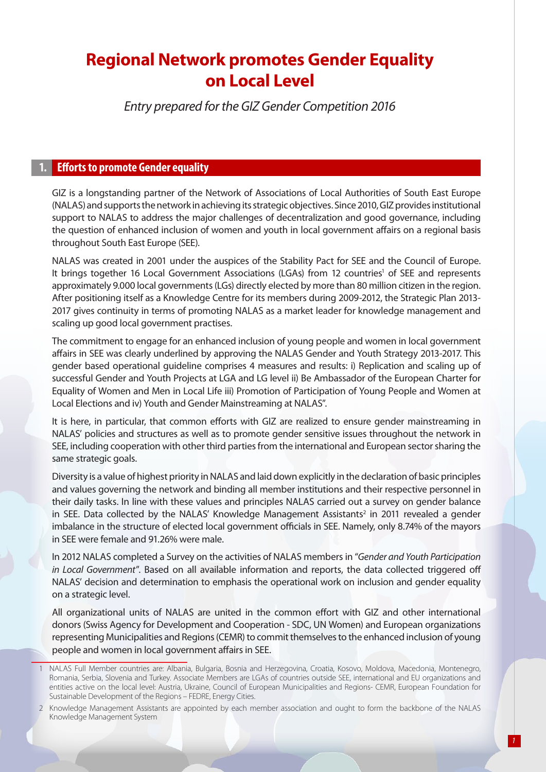# Regional Network promotes Gender Equality on Local Level

*Entry prepared for the GIZ Gender Competition 2016*

## 1. Efforts to promote Gender equality

GIZ is a longstanding partner of the Network of Associations of Local Authorities of South East Europe (NALAS) and supports the network in achieving its strategic objectives. Since 2010, GIZ provides institutional support to NALAS to address the major challenges of decentralization and good governance, including the question of enhanced inclusion of women and youth in local government affairs on a regional basis throughout South East Europe (SEE).

NALAS was created in 2001 under the auspices of the Stability Pact for SEE and the Council of Europe. It brings together 16 Local Government Associations (LGAs) from 12 countries[1] of SEE and represents approximately 9.000 local governments (LGs) directly elected by more than 80 million citizen in the region. After positioning itself as a Knowledge Centre for its members during 2009-2012, the Strategic Plan 2013-2017 gives continuity in terms of promoting NALAS as a market leader for knowledge management and scaling up good local government practises.

The commitment to engage for an enhanced inclusion of young people and women in local government affairs in SEE was clearly underlined by approving the NALAS Gender and Youth Strategy 2013-2017. This gender based operational guideline comprises 4 measures and results: i) Replication and scaling up of successful Gender and Youth Projects at LGA and LG level ii) Be Ambassador of the European Charter for Equality of Women and Men in Local Life iii) Promotion of Participation of Young People and Women at Local Elections and iv) Youth and Gender Mainstreaming at NALAS".

It is here, in particular, that common efforts with GIZ are realized to ensure gender mainstreaming in NALAS' policies and structures as well as to promote gender sensitive issues throughout the network in SEE, including cooperation with other third parties from the international and European sector sharing the same strategic goals.

Diversity is a value of highest priority in NALAS and laid down explicitly in the declaration of basic principles and values governing the network and binding all member institutions and their respective personnel in their daily tasks. In line with these values and principles NALAS carried out a survey on gender balance in SEE. Data collected by the NALAS' Knowledge Management Assistants[2] in 2011 revealed a gender imbalance in the structure of elected local government officials in SEE. Namely, only 8.74% of the mayors in SEE were female and 91.26% were male.

In 2012 NALAS completed a Survey on the activities of NALAS members in "*Gender and Youth Participation in Local Government*". Based on all available information and reports, the data collected triggered off NALAS' decision and determination to emphasis the operational work on inclusion and gender equality on a strategic level.

All organizational units of NALAS are united in the common effort with GIZ and other international donors (Swiss Agency for Development and Cooperation - SDC, UN Women) and European organizations representing Municipalities and Regions (CEMR) to commit themselves to the enhanced inclusion of young people and women in local government affairs in SEE.

---

1 NALAS Full Member countries are: Albania, Bulgaria, Bosnia and Herzegovina, Croatia, Kosovo, Moldova, Macedonia, Montenegro, Romania, Serbia, Slovenia and Turkey. Associate Members are LGAs of countries outside SEE, international and EU organizations and entities active on the local level: Austria, Ukraine, Council of European Municipalities and Regions- CEMR, European Foundation for Sustainable Development of the Regions – FEDRE, Energy Cities.

2 Knowledge Management Assistants are appointed by each member association and ought to form the backbone of the NALAS Knowledge Management System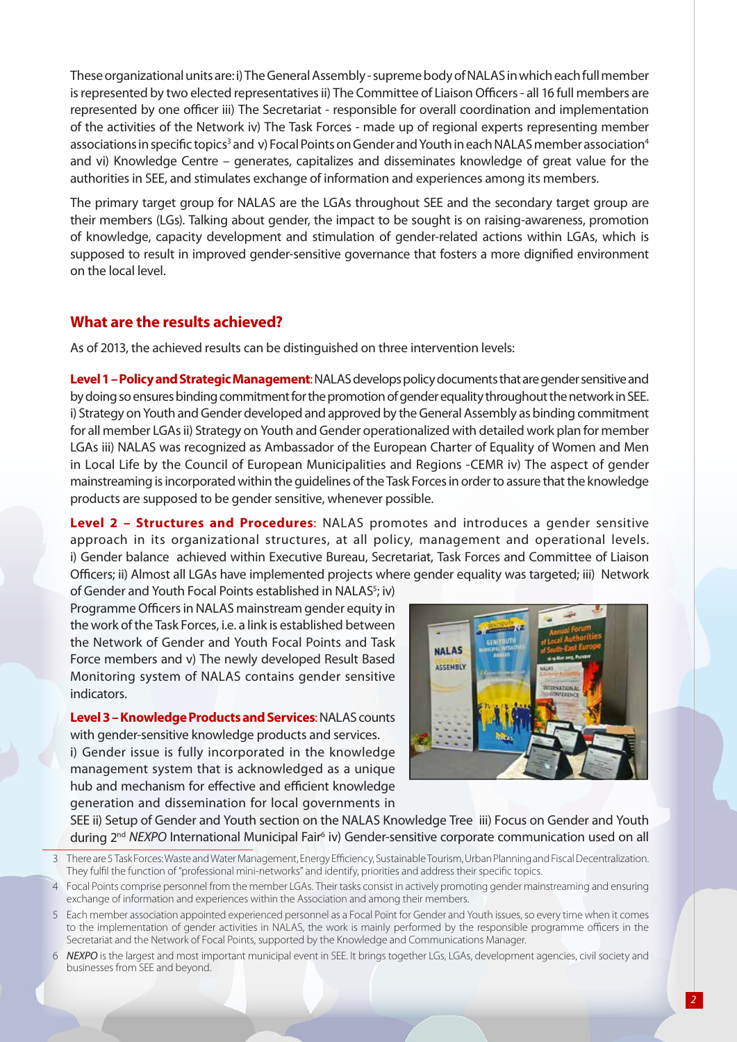These organizational units are: i) The General Assembly - supreme body of NALAS in which each full member is represented by two elected representatives ii) The Committee of Liaison Officers - all 16 full members are represented by one officer iii) The Secretariat - responsible for overall coordination and implementation of the activities of the Network iv) The Task Forces - made up of regional experts representing member associations in specific topics[3] and v) Focal Points on Gender and Youth in each NALAS member association[4] and vi) Knowledge Centre – generates, capitalizes and disseminates knowledge of great value for the authorities in SEE, and stimulates exchange of information and experiences among its members.

The primary target group for NALAS are the LGAs throughout SEE and the secondary target group are their members (LGs). Talking about gender, the impact to be sought is on raising-awareness, promotion of knowledge, capacity development and stimulation of gender-related actions within LGAs, which is supposed to result in improved gender-sensitive governance that fosters a more dignified environment on the local level.

## What are the results achieved?

As of 2013, the achieved results can be distinguished on three intervention levels:

**Level 1 – Policy and Strategic Management**: NALAS develops policy documents that are gender sensitive and by doing so ensures binding commitment for the promotion of gender equality throughout the network in SEE. i) Strategy on Youth and Gender developed and approved by the General Assembly as binding commitment for all member LGAs ii) Strategy on Youth and Gender operationalized with detailed work plan for member LGAs iii) NALAS was recognized as Ambassador of the European Charter of Equality of Women and Men in Local Life by the Council of European Municipalities and Regions -CEMR iv) The aspect of gender mainstreaming is incorporated within the guidelines of the Task Forces in order to assure that the knowledge products are supposed to be gender sensitive, whenever possible.

**Level 2 – Structures and Procedures**: NALAS promotes and introduces a gender sensitive approach in its organizational structures, at all policy, management and operational levels. i) Gender balance achieved within Executive Bureau, Secretariat, Task Forces and Committee of Liaison Officers; ii) Almost all LGAs have implemented projects where gender equality was targeted; iii) Network of Gender and Youth Focal Points established in NALAS[5]; iv) Programme Officers in NALAS mainstream gender equity in the work of the Task Forces, i.e. a link is established between the Network of Gender and Youth Focal Points and Task Force members and v) The newly developed Result Based Monitoring system of NALAS contains gender sensitive indicators.

**Level 3 – Knowledge Products and Services**: NALAS counts with gender-sensitive knowledge products and services. i) Gender issue is fully incorporated in the knowledge management system that is acknowledged as a unique hub and mechanism for effective and efficient knowledge generation and dissemination for local governments in SEE ii) Setup of Gender and Youth section on the NALAS Knowledge Tree iii) Focus on Gender and Youth during 2nd *NEXPO* International Municipal Fair[6] iv) Gender-sensitive corporate communication used on all

---

3 There are 5 Task Forces: Waste and Water Management, Energy Efficiency, Sustainable Tourism, Urban Planning and Fiscal Decentralization. They fulfil the function of "professional mini-networks" and identify, priorities and address their specific topics.

4 Focal Points comprise personnel from the member LGAs. Their tasks consist in actively promoting gender mainstreaming and ensuring exchange of information and experiences within the Association and among their members.

5 Each member association appointed experienced personnel as a Focal Point for Gender and Youth issues, so every time when it comes to the implementation of gender activities in NALAS, the work is mainly performed by the responsible programme officers in the Secretariat and the Network of Focal Points, supported by the Knowledge and Communications Manager.

6 *NEXPO* is the largest and most important municipal event in SEE. It brings together LGs, LGAs, development agencies, civil society and businesses from SEE and beyond.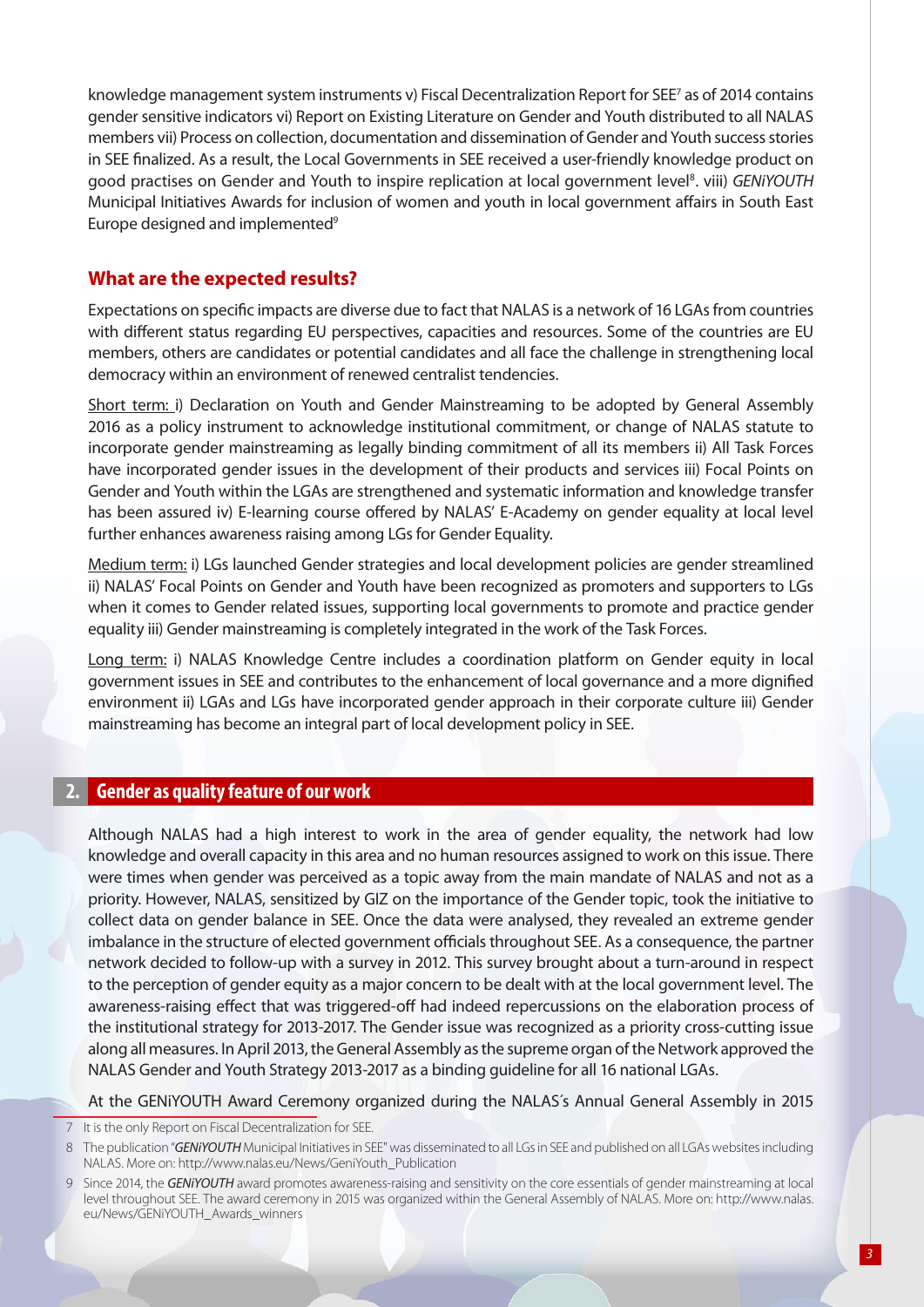knowledge management system instruments v) Fiscal Decentralization Report for SEE[7] as of 2014 contains gender sensitive indicators vi) Report on Existing Literature on Gender and Youth distributed to all NALAS members vii) Process on collection, documentation and dissemination of Gender and Youth success stories in SEE finalized. As a result, the Local Governments in SEE received a user-friendly knowledge product on good practises on Gender and Youth to inspire replication at local government level[8]. viii) *GENiYOUTH* Municipal Initiatives Awards for inclusion of women and youth in local government affairs in South East Europe designed and implemented[9]

## What are the expected results?

Expectations on specific impacts are diverse due to fact that NALAS is a network of 16 LGAs from countries with different status regarding EU perspectives, capacities and resources. Some of the countries are EU members, others are candidates or potential candidates and all face the challenge in strengthening local democracy within an environment of renewed centralist tendencies.

Short term: i) Declaration on Youth and Gender Mainstreaming to be adopted by General Assembly 2016 as a policy instrument to acknowledge institutional commitment, or change of NALAS statute to incorporate gender mainstreaming as legally binding commitment of all its members ii) All Task Forces have incorporated gender issues in the development of their products and services iii) Focal Points on Gender and Youth within the LGAs are strengthened and systematic information and knowledge transfer has been assured iv) E-learning course offered by NALAS' E-Academy on gender equality at local level further enhances awareness raising among LGs for Gender Equality.

Medium term: i) LGs launched Gender strategies and local development policies are gender streamlined ii) NALAS' Focal Points on Gender and Youth have been recognized as promoters and supporters to LGs when it comes to Gender related issues, supporting local governments to promote and practice gender equality iii) Gender mainstreaming is completely integrated in the work of the Task Forces.

Long term: i) NALAS Knowledge Centre includes a coordination platform on Gender equity in local government issues in SEE and contributes to the enhancement of local governance and a more dignified environment ii) LGAs and LGs have incorporated gender approach in their corporate culture iii) Gender mainstreaming has become an integral part of local development policy in SEE.

## 2. Gender as quality feature of our work

Although NALAS had a high interest to work in the area of gender equality, the network had low knowledge and overall capacity in this area and no human resources assigned to work on this issue. There were times when gender was perceived as a topic away from the main mandate of NALAS and not as a priority. However, NALAS, sensitized by GIZ on the importance of the Gender topic, took the initiative to collect data on gender balance in SEE. Once the data were analysed, they revealed an extreme gender imbalance in the structure of elected government officials throughout SEE. As a consequence, the partner network decided to follow-up with a survey in 2012. This survey brought about a turn-around in respect to the perception of gender equity as a major concern to be dealt with at the local government level. The awareness-raising effect that was triggered-off had indeed repercussions on the elaboration process of the institutional strategy for 2013-2017. The Gender issue was recognized as a priority cross-cutting issue along all measures. In April 2013, the General Assembly as the supreme organ of the Network approved the NALAS Gender and Youth Strategy 2013-2017 as a binding guideline for all 16 national LGAs.

At the GENiYOUTH Award Ceremony organized during the NALAS´s Annual General Assembly in 2015

---

7 It is the only Report on Fiscal Decentralization for SEE.

8 The publication "*GENiYOUTH* Municipal Initiatives in SEE" was disseminated to all LGs in SEE and published on all LGAs websites including NALAS. More on: http://www.nalas.eu/News/GeniYouth_Publication

9 Since 2014, the *GENiYOUTH* award promotes awareness-raising and sensitivity on the core essentials of gender mainstreaming at local level throughout SEE. The award ceremony in 2015 was organized within the General Assembly of NALAS. More on: http://www.nalas.eu/News/GENiYOUTH_Awards_winners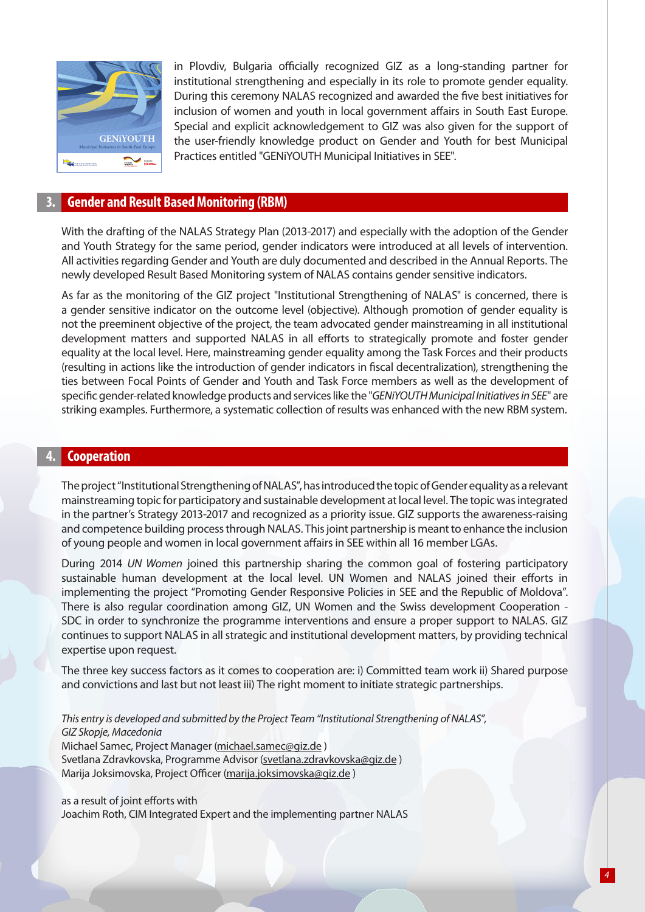in Plovdiv, Bulgaria officially recognized GIZ as a long-standing partner for institutional strengthening and especially in its role to promote gender equality. During this ceremony NALAS recognized and awarded the five best initiatives for inclusion of women and youth in local government affairs in South East Europe. Special and explicit acknowledgement to GIZ was also given for the support of the user-friendly knowledge product on Gender and Youth for best Municipal Practices entitled "GENiYOUTH Municipal Initiatives in SEE".

## 3. Gender and Result Based Monitoring (RBM)

With the drafting of the NALAS Strategy Plan (2013-2017) and especially with the adoption of the Gender and Youth Strategy for the same period, gender indicators were introduced at all levels of intervention. All activities regarding Gender and Youth are duly documented and described in the Annual Reports. The newly developed Result Based Monitoring system of NALAS contains gender sensitive indicators.

As far as the monitoring of the GIZ project "Institutional Strengthening of NALAS" is concerned, there is a gender sensitive indicator on the outcome level (objective). Although promotion of gender equality is not the preeminent objective of the project, the team advocated gender mainstreaming in all institutional development matters and supported NALAS in all efforts to strategically promote and foster gender equality at the local level. Here, mainstreaming gender equality among the Task Forces and their products (resulting in actions like the introduction of gender indicators in fiscal decentralization), strengthening the ties between Focal Points of Gender and Youth and Task Force members as well as the development of specific gender-related knowledge products and services like the "*GENiYOUTH Municipal Initiatives in SEE*" are striking examples. Furthermore, a systematic collection of results was enhanced with the new RBM system.

## 4. Cooperation

The project "Institutional Strengthening of NALAS", has introduced the topic of Gender equality as a relevant mainstreaming topic for participatory and sustainable development at local level. The topic was integrated in the partner's Strategy 2013-2017 and recognized as a priority issue. GIZ supports the awareness-raising and competence building process through NALAS. This joint partnership is meant to enhance the inclusion of young people and women in local government affairs in SEE within all 16 member LGAs.

During 2014 *UN Women* joined this partnership sharing the common goal of fostering participatory sustainable human development at the local level. UN Women and NALAS joined their efforts in implementing the project "Promoting Gender Responsive Policies in SEE and the Republic of Moldova". There is also regular coordination among GIZ, UN Women and the Swiss development Cooperation - SDC in order to synchronize the programme interventions and ensure a proper support to NALAS. GIZ continues to support NALAS in all strategic and institutional development matters, by providing technical expertise upon request.

The three key success factors as it comes to cooperation are: i) Committed team work ii) Shared purpose and convictions and last but not least iii) The right moment to initiate strategic partnerships.

*This entry is developed and submitted by the Project Team "Institutional Strengthening of NALAS", GIZ Skopje, Macedonia*
Michael Samec, Project Manager (michael.samec@giz.de )
Svetlana Zdravkovska, Programme Advisor (svetlana.zdravkovska@giz.de )
Marija Joksimovska, Project Officer (marija.joksimovska@giz.de )

as a result of joint efforts with
Joachim Roth, CIM Integrated Expert and the implementing partner NALAS